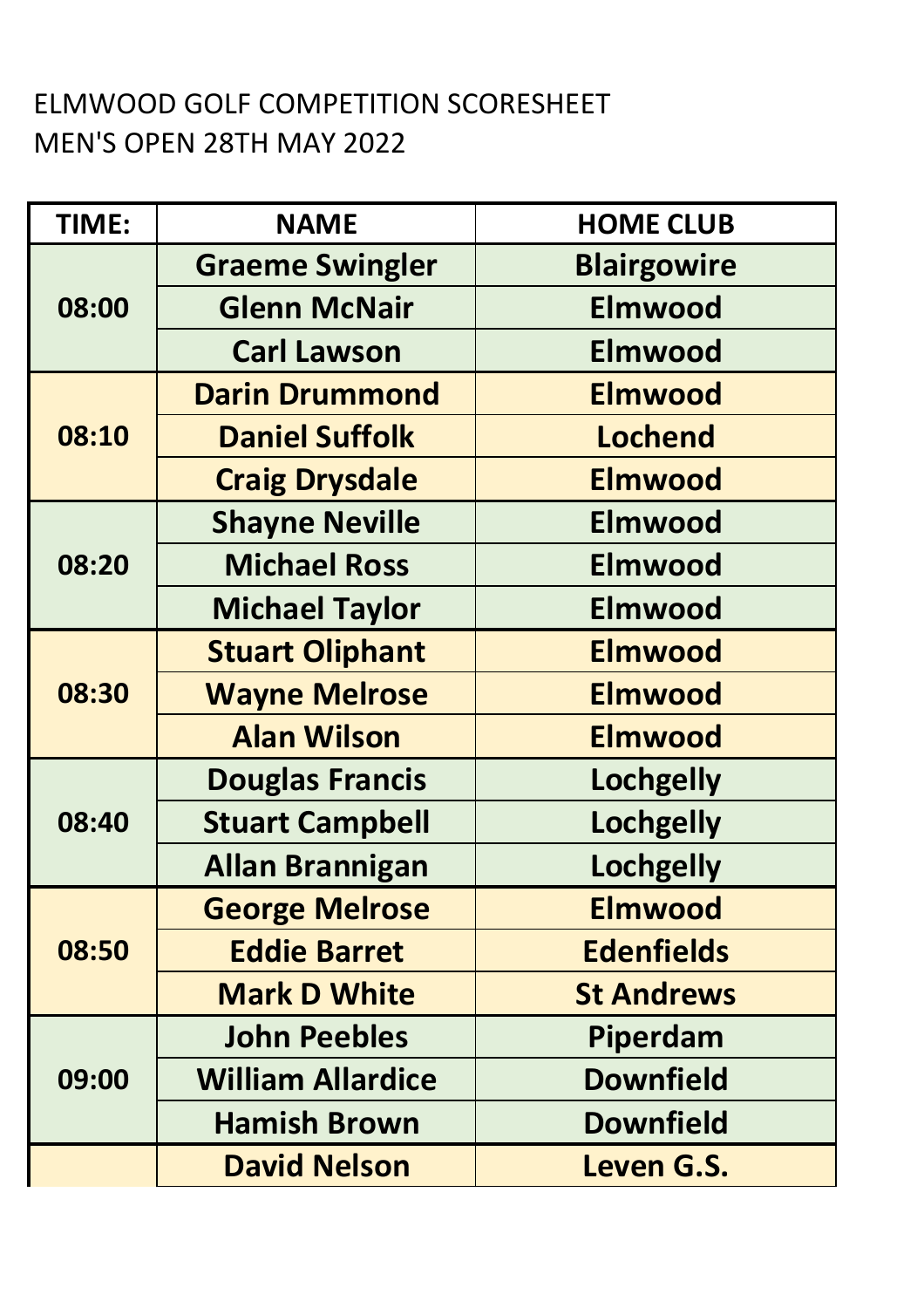ELMWOOD GOLF COMPETITION SCORESHEET
MEN'S OPEN 28TH MAY 2022

| TIME: | NAME | HOME CLUB |
|---|---|---|
| 08:00 | Graeme Swingler | Blairgowire |
| | Glenn McNair | Elmwood |
| | Carl Lawson | Elmwood |
| 08:10 | Darin Drummond | Elmwood |
| | Daniel Suffolk | Lochend |
| | Craig Drysdale | Elmwood |
| 08:20 | Shayne Neville | Elmwood |
| | Michael Ross | Elmwood |
| | Michael Taylor | Elmwood |
| 08:30 | Stuart Oliphant | Elmwood |
| | Wayne Melrose | Elmwood |
| | Alan Wilson | Elmwood |
| 08:40 | Douglas Francis | Lochgelly |
| | Stuart Campbell | Lochgelly |
| | Allan Brannigan | Lochgelly |
| 08:50 | George Melrose | Elmwood |
| | Eddie Barret | Edenfields |
| | Mark D White | St Andrews |
| 09:00 | John Peebles | Piperdam |
| | William Allardice | Downfield |
| | Hamish Brown | Downfield |
| | David Nelson | Leven G.S. |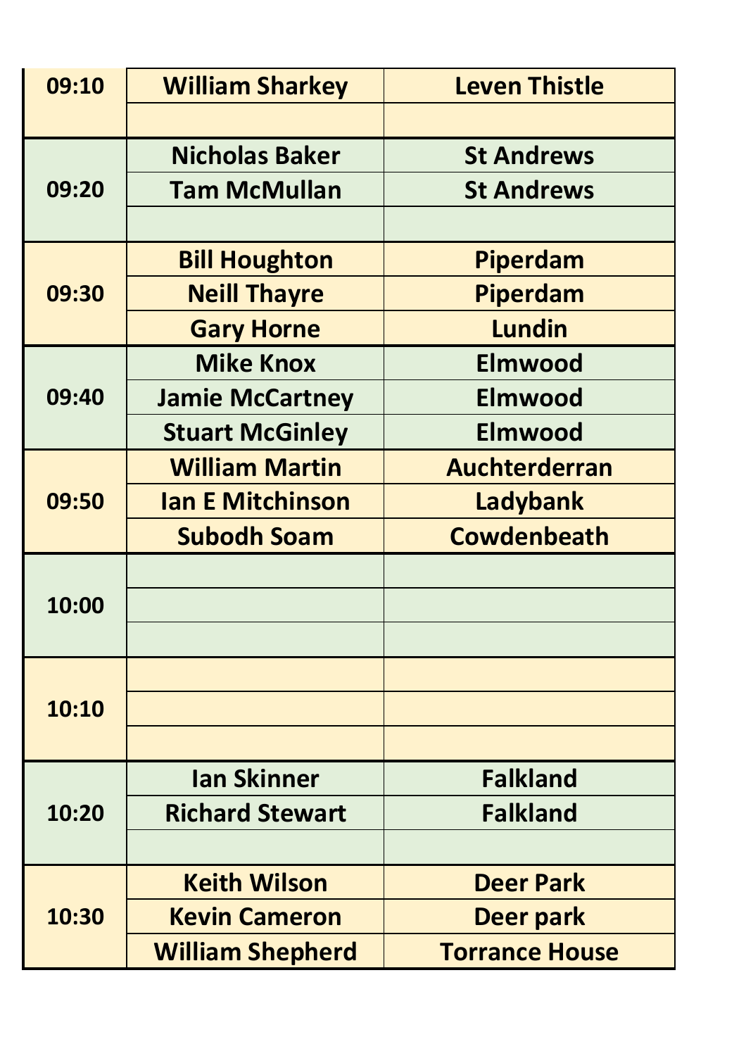| | | |
|---|---|---|
| 09:10 | William Sharkey | Leven Thistle |
| | | |
| 09:20 | Nicholas Baker | St Andrews |
| | Tam McMullan | St Andrews |
| | | |
| 09:30 | Bill Houghton | Piperdam |
| | Neill Thayre | Piperdam |
| | Gary Horne | Lundin |
| 09:40 | Mike Knox | Elmwood |
| | Jamie McCartney | Elmwood |
| | Stuart McGinley | Elmwood |
| 09:50 | William Martin | Auchterderran |
| | Ian E Mitchinson | Ladybank |
| | Subodh Soam | Cowdenbeath |
| 10:00 | | |
| | | |
| | | |
| 10:10 | | |
| | | |
| | | |
| 10:20 | Ian Skinner | Falkland |
| | Richard Stewart | Falkland |
| | | |
| 10:30 | Keith Wilson | Deer Park |
| | Kevin Cameron | Deer park |
| | William Shepherd | Torrance House |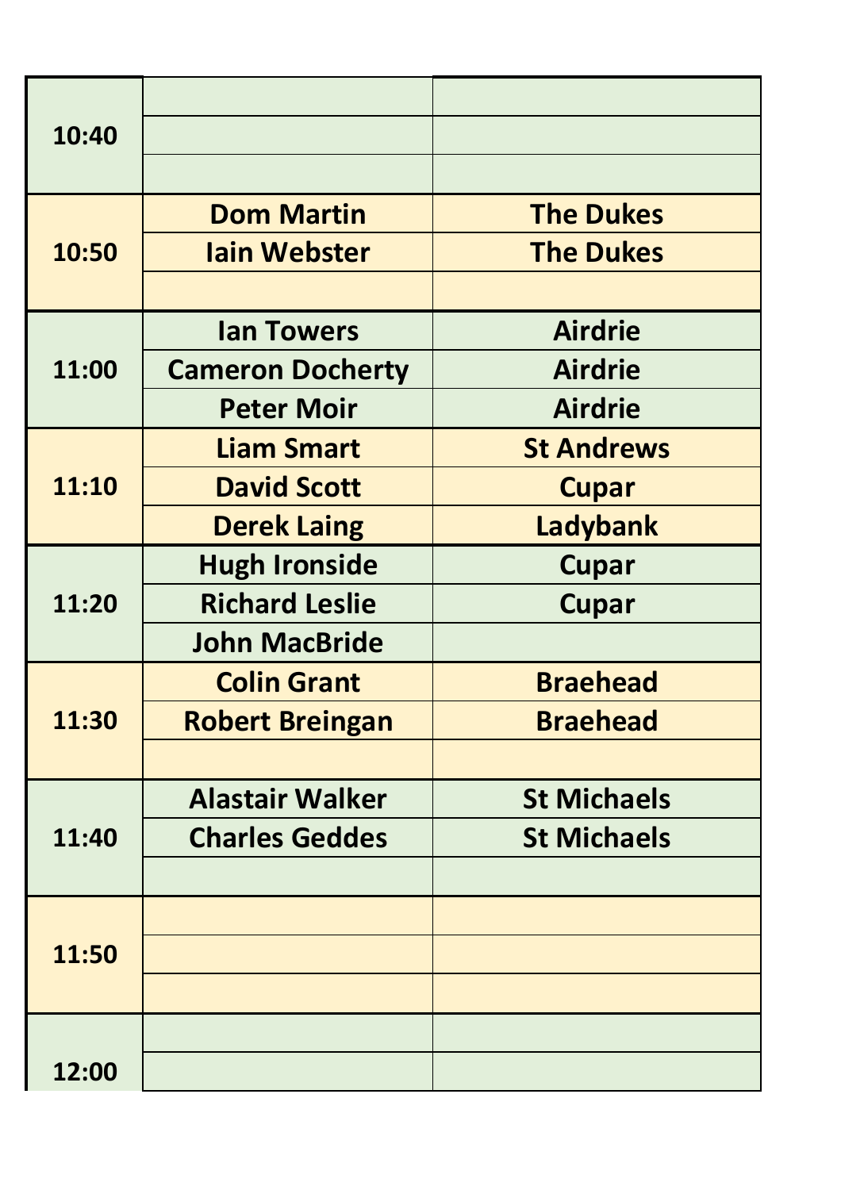| Time | Name | Club |
|---|---|---|
| 10:40 | | |
| | | |
| | | |
| 10:50 | Dom Martin | The Dukes |
| | Iain Webster | The Dukes |
| | | |
| 11:00 | Ian Towers | Airdrie |
| | Cameron Docherty | Airdrie |
| | Peter Moir | Airdrie |
| 11:10 | Liam Smart | St Andrews |
| | David Scott | Cupar |
| | Derek Laing | Ladybank |
| 11:20 | Hugh Ironside | Cupar |
| | Richard Leslie | Cupar |
| | John MacBride | |
| 11:30 | Colin Grant | Braehead |
| | Robert Breingan | Braehead |
| | | |
| 11:40 | Alastair Walker | St Michaels |
| | Charles Geddes | St Michaels |
| | | |
| 11:50 | | |
| | | |
| | | |
| 12:00 | | |
| | | |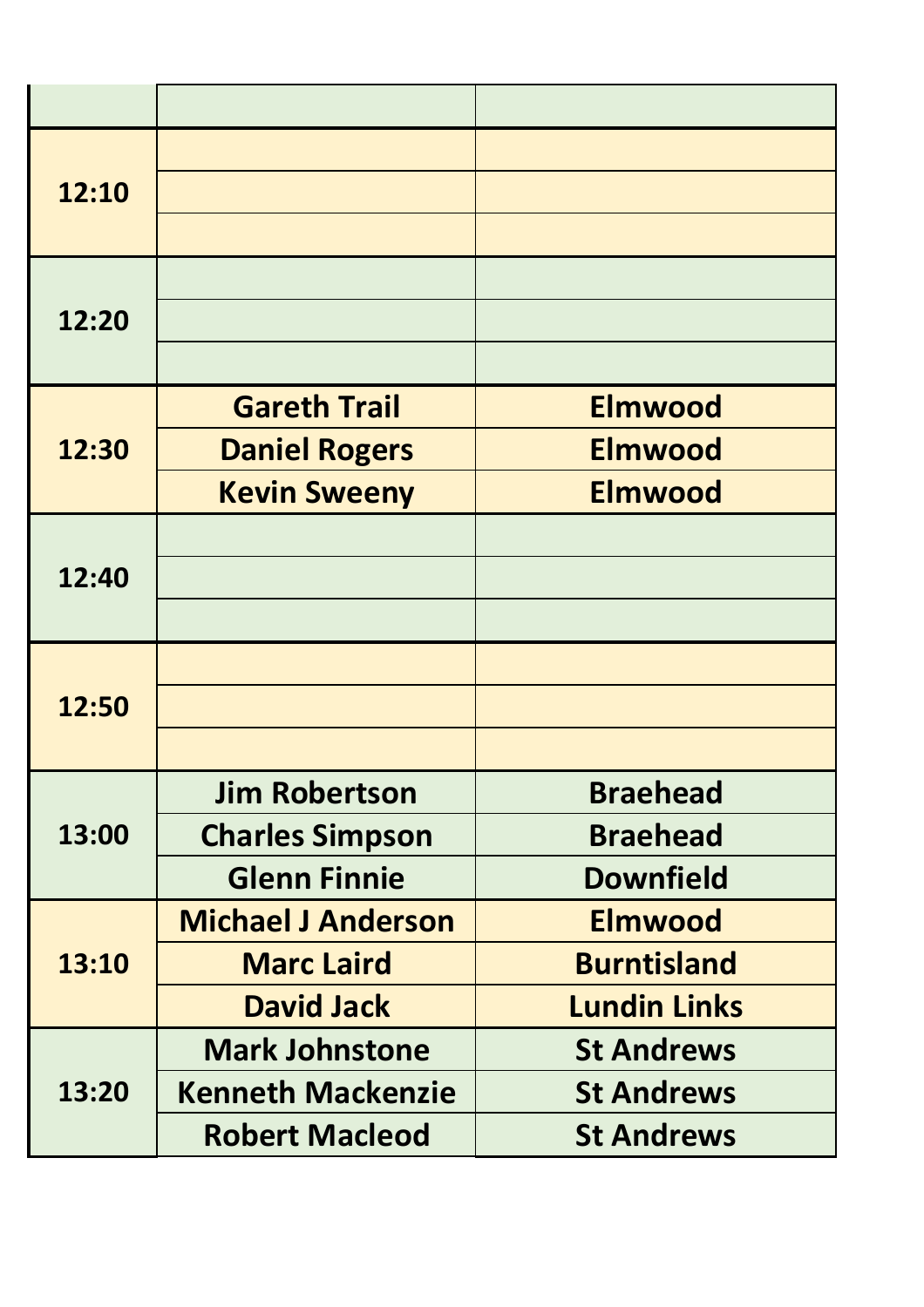| | | |
|---|---|---|
| | | |
| 12:10 | | |
| | | |
| | | |
| 12:20 | | |
| | | |
| | | |
| 12:30 | Gareth Trail | Elmwood |
| | Daniel Rogers | Elmwood |
| | Kevin Sweeny | Elmwood |
| 12:40 | | |
| | | |
| | | |
| 12:50 | | |
| | | |
| | | |
| 13:00 | Jim Robertson | Braehead |
| | Charles Simpson | Braehead |
| | Glenn Finnie | Downfield |
| 13:10 | Michael J Anderson | Elmwood |
| | Marc Laird | Burntisland |
| | David Jack | Lundin Links |
| 13:20 | Mark Johnstone | St Andrews |
| | Kenneth Mackenzie | St Andrews |
| | Robert Macleod | St Andrews |